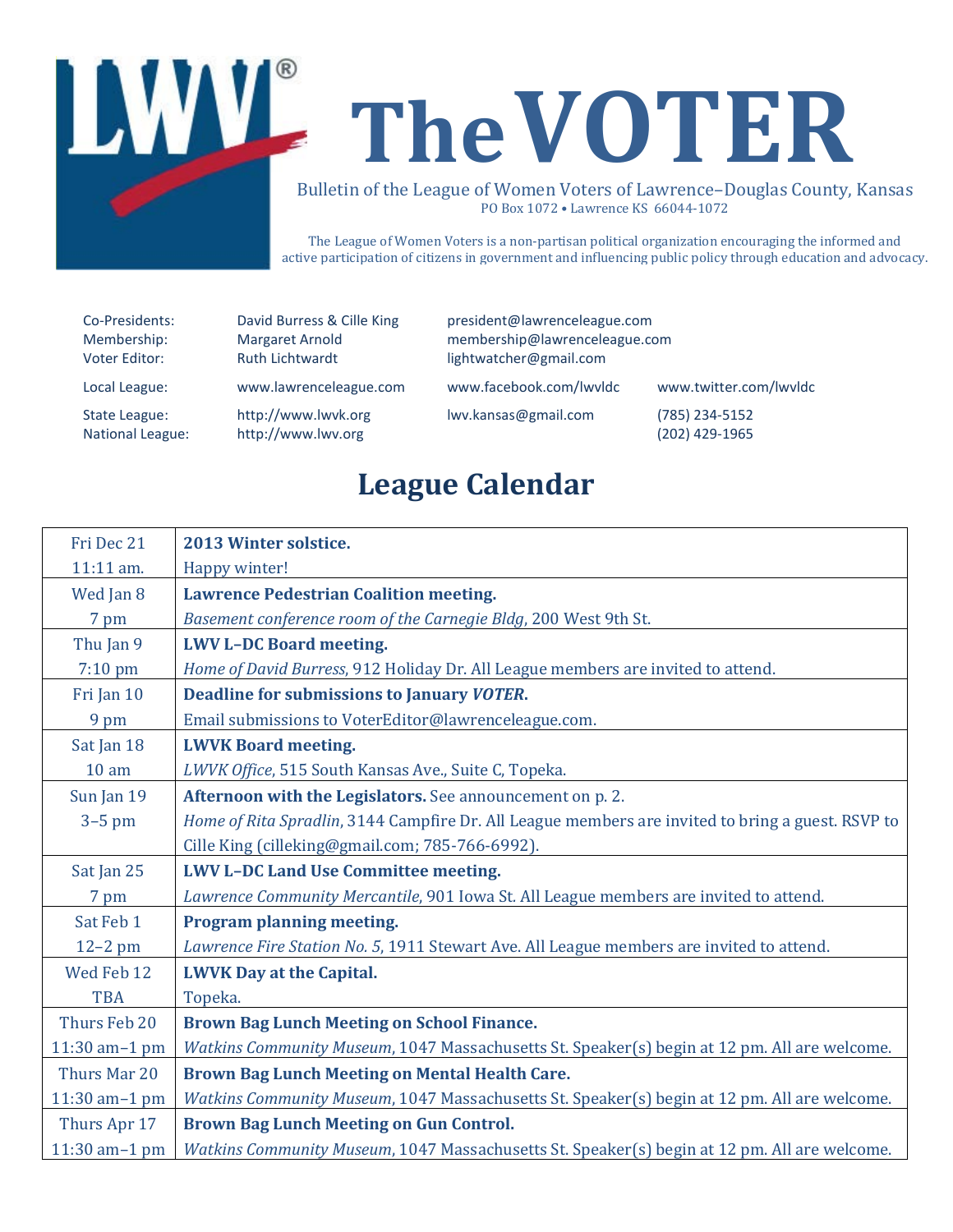# The VOTER

Bulletin of the League of Women Voters of Lawrence–Douglas County, Kansas
PO Box 1072 • Lawrence KS 66044-1072

The League of Women Voters is a non-partisan political organization encouraging the informed and active participation of citizens in government and influencing public policy through education and advocacy.

| | | | |
|---|---|---|---|
| Co-Presidents: | David Burress & Cille King | president@lawrenceleague.com | |
| Membership: | Margaret Arnold | membership@lawrenceleague.com | |
| Voter Editor: | Ruth Lichtwardt | lightwatcher@gmail.com | |
| Local League: | www.lawrenceleague.com | www.facebook.com/lwvldc | www.twitter.com/lwvldc |
| State League: | http://www.lwvk.org | lwv.kansas@gmail.com | (785) 234-5152 |
| National League: | http://www.lwv.org | | (202) 429-1965 |

## League Calendar

| | |
|---|---|
| Fri Dec 21<br>11:11 am. | **2013 Winter solstice.**<br>Happy winter! |
| Wed Jan 8<br>7 pm | **Lawrence Pedestrian Coalition meeting.**<br>*Basement conference room of the Carnegie Bldg*, 200 West 9th St. |
| Thu Jan 9<br>7:10 pm | **LWV L–DC Board meeting.**<br>*Home of David Burress*, 912 Holiday Dr. All League members are invited to attend. |
| Fri Jan 10<br>9 pm | **Deadline for submissions to January *VOTER*.**<br>Email submissions to VoterEditor@lawrenceleague.com. |
| Sat Jan 18<br>10 am | **LWVK Board meeting.**<br>*LWVK Office*, 515 South Kansas Ave., Suite C, Topeka. |
| Sun Jan 19<br>3–5 pm | **Afternoon with the Legislators.** See announcement on p. 2.<br>*Home of Rita Spradlin*, 3144 Campfire Dr. All League members are invited to bring a guest. RSVP to Cille King (cilleking@gmail.com; 785-766-6992). |
| Sat Jan 25<br>7 pm | **LWV L–DC Land Use Committee meeting.**<br>*Lawrence Community Mercantile*, 901 Iowa St. All League members are invited to attend. |
| Sat Feb 1<br>12–2 pm | **Program planning meeting.**<br>*Lawrence Fire Station No. 5*, 1911 Stewart Ave. All League members are invited to attend. |
| Wed Feb 12<br>TBA | **LWVK Day at the Capital.**<br>Topeka. |
| Thurs Feb 20<br>11:30 am–1 pm | **Brown Bag Lunch Meeting on School Finance.**<br>*Watkins Community Museum*, 1047 Massachusetts St. Speaker(s) begin at 12 pm. All are welcome. |
| Thurs Mar 20<br>11:30 am–1 pm | **Brown Bag Lunch Meeting on Mental Health Care.**<br>*Watkins Community Museum*, 1047 Massachusetts St. Speaker(s) begin at 12 pm. All are welcome. |
| Thurs Apr 17<br>11:30 am–1 pm | **Brown Bag Lunch Meeting on Gun Control.**<br>*Watkins Community Museum*, 1047 Massachusetts St. Speaker(s) begin at 12 pm. All are welcome. |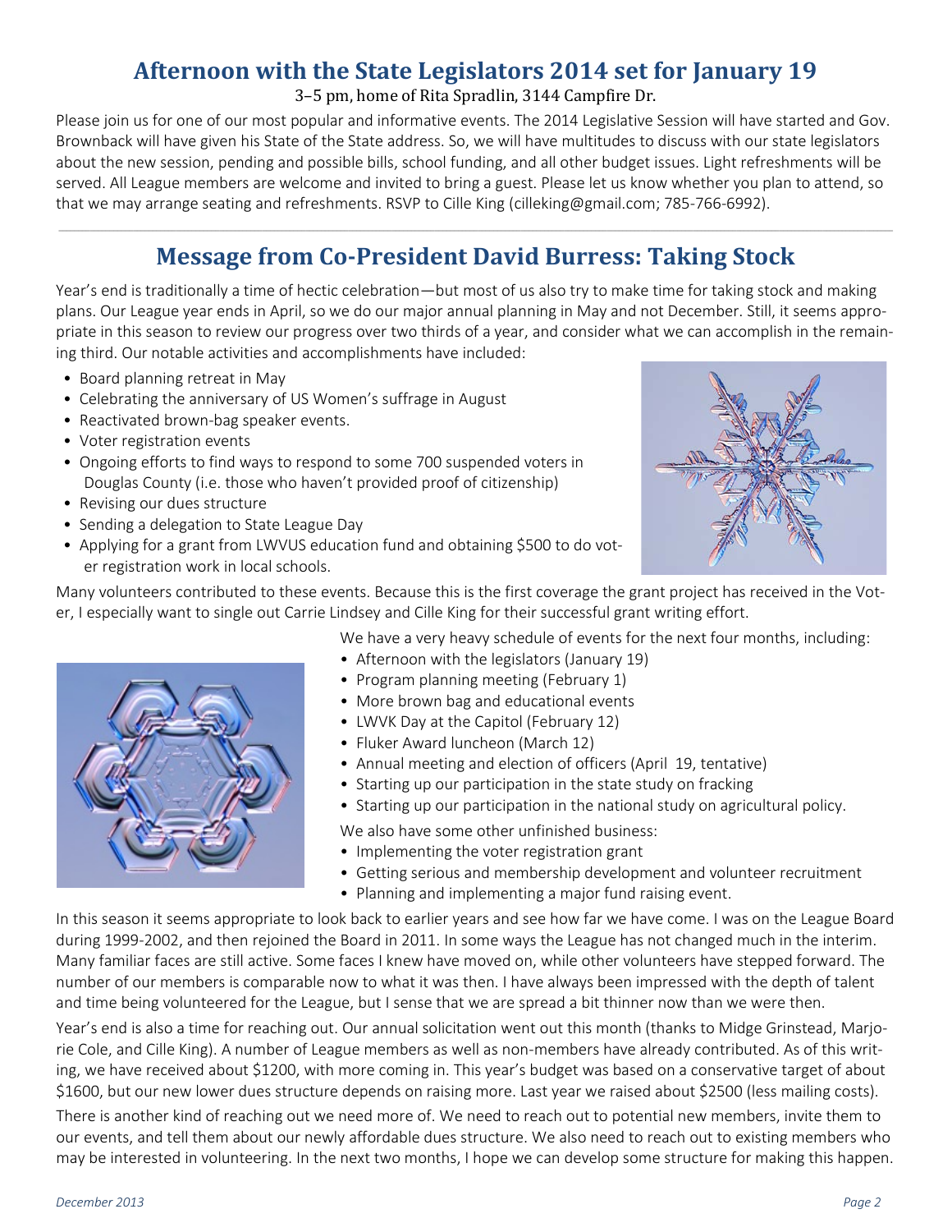# Afternoon with the State Legislators 2014 set for January 19

3–5 pm, home of Rita Spradlin, 3144 Campfire Dr.

Please join us for one of our most popular and informative events. The 2014 Legislative Session will have started and Gov. Brownback will have given his State of the State address. So, we will have multitudes to discuss with our state legislators about the new session, pending and possible bills, school funding, and all other budget issues. Light refreshments will be served. All League members are welcome and invited to bring a guest. Please let us know whether you plan to attend, so that we may arrange seating and refreshments. RSVP to Cille King (cilleking@gmail.com; 785-766-6992).

---

# Message from Co-President David Burress: Taking Stock

Year's end is traditionally a time of hectic celebration—but most of us also try to make time for taking stock and making plans. Our League year ends in April, so we do our major annual planning in May and not December. Still, it seems appropriate in this season to review our progress over two thirds of a year, and consider what we can accomplish in the remaining third. Our notable activities and accomplishments have included:

- Board planning retreat in May
- Celebrating the anniversary of US Women's suffrage in August
- Reactivated brown-bag speaker events.
- Voter registration events
- Ongoing efforts to find ways to respond to some 700 suspended voters in Douglas County (i.e. those who haven't provided proof of citizenship)
- Revising our dues structure
- Sending a delegation to State League Day
- Applying for a grant from LWVUS education fund and obtaining $500 to do voter registration work in local schools.

Many volunteers contributed to these events. Because this is the first coverage the grant project has received in the Voter, I especially want to single out Carrie Lindsey and Cille King for their successful grant writing effort.

We have a very heavy schedule of events for the next four months, including:

- Afternoon with the legislators (January 19)
- Program planning meeting (February 1)
- More brown bag and educational events
- LWVK Day at the Capitol (February 12)
- Fluker Award luncheon (March 12)
- Annual meeting and election of officers (April 19, tentative)
- Starting up our participation in the state study on fracking
- Starting up our participation in the national study on agricultural policy.

We also have some other unfinished business:

- Implementing the voter registration grant
- Getting serious and membership development and volunteer recruitment
- Planning and implementing a major fund raising event.

In this season it seems appropriate to look back to earlier years and see how far we have come. I was on the League Board during 1999-2002, and then rejoined the Board in 2011. In some ways the League has not changed much in the interim. Many familiar faces are still active. Some faces I knew have moved on, while other volunteers have stepped forward. The number of our members is comparable now to what it was then. I have always been impressed with the depth of talent and time being volunteered for the League, but I sense that we are spread a bit thinner now than we were then.

Year's end is also a time for reaching out. Our annual solicitation went out this month (thanks to Midge Grinstead, Marjorie Cole, and Cille King). A number of League members as well as non-members have already contributed. As of this writing, we have received about $1200, with more coming in. This year's budget was based on a conservative target of about $1600, but our new lower dues structure depends on raising more. Last year we raised about $2500 (less mailing costs).

There is another kind of reaching out we need more of. We need to reach out to potential new members, invite them to our events, and tell them about our newly affordable dues structure. We also need to reach out to existing members who may be interested in volunteering. In the next two months, I hope we can develop some structure for making this happen.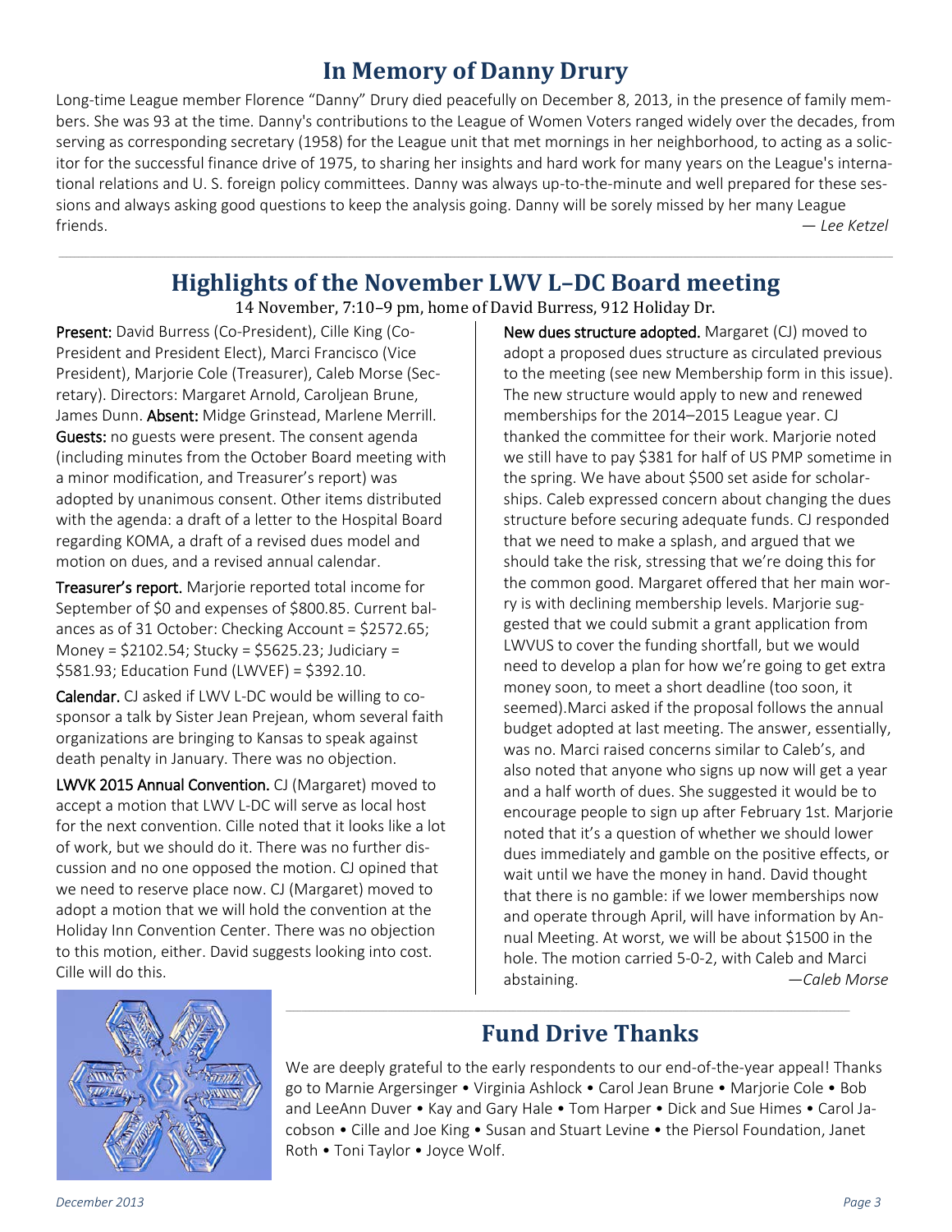## In Memory of Danny Drury

Long-time League member Florence "Danny" Drury died peacefully on December 8, 2013, in the presence of family members. She was 93 at the time. Danny's contributions to the League of Women Voters ranged widely over the decades, from serving as corresponding secretary (1958) for the League unit that met mornings in her neighborhood, to acting as a solicitor for the successful finance drive of 1975, to sharing her insights and hard work for many years on the League's international relations and U. S. foreign policy committees. Danny was always up-to-the-minute and well prepared for these sessions and always asking good questions to keep the analysis going. Danny will be sorely missed by her many League friends.

*— Lee Ketzel*

## Highlights of the November LWV L–DC Board meeting

14 November, 7:10–9 pm, home of David Burress, 912 Holiday Dr.

**Present:** David Burress (Co-President), Cille King (Co-President and President Elect), Marci Francisco (Vice President), Marjorie Cole (Treasurer), Caleb Morse (Secretary). Directors: Margaret Arnold, Caroljean Brune, James Dunn. **Absent:** Midge Grinstead, Marlene Merrill. **Guests:** no guests were present. The consent agenda (including minutes from the October Board meeting with a minor modification, and Treasurer's report) was adopted by unanimous consent. Other items distributed with the agenda: a draft of a letter to the Hospital Board regarding KOMA, a draft of a revised dues model and motion on dues, and a revised annual calendar.

**Treasurer's report.** Marjorie reported total income for September of $0 and expenses of $800.85. Current balances as of 31 October: Checking Account = $2572.65; Money = $2102.54; Stucky = $5625.23; Judiciary = $581.93; Education Fund (LWVEF) = $392.10.

**Calendar.** CJ asked if LWV L-DC would be willing to co-sponsor a talk by Sister Jean Prejean, whom several faith organizations are bringing to Kansas to speak against death penalty in January. There was no objection.

**LWVK 2015 Annual Convention.** CJ (Margaret) moved to accept a motion that LWV L-DC will serve as local host for the next convention. Cille noted that it looks like a lot of work, but we should do it. There was no further discussion and no one opposed the motion. CJ opined that we need to reserve place now. CJ (Margaret) moved to adopt a motion that we will hold the convention at the Holiday Inn Convention Center. There was no objection to this motion, either. David suggests looking into cost. Cille will do this.

**New dues structure adopted.** Margaret (CJ) moved to adopt a proposed dues structure as circulated previous to the meeting (see new Membership form in this issue). The new structure would apply to new and renewed memberships for the 2014–2015 League year. CJ thanked the committee for their work. Marjorie noted we still have to pay $381 for half of US PMP sometime in the spring. We have about $500 set aside for scholarships. Caleb expressed concern about changing the dues structure before securing adequate funds. CJ responded that we need to make a splash, and argued that we should take the risk, stressing that we're doing this for the common good. Margaret offered that her main worry is with declining membership levels. Marjorie suggested that we could submit a grant application from LWVUS to cover the funding shortfall, but we would need to develop a plan for how we're going to get extra money soon, to meet a short deadline (too soon, it seemed).Marci asked if the proposal follows the annual budget adopted at last meeting. The answer, essentially, was no. Marci raised concerns similar to Caleb's, and also noted that anyone who signs up now will get a year and a half worth of dues. She suggested it would be to encourage people to sign up after February 1st. Marjorie noted that it's a question of whether we should lower dues immediately and gamble on the positive effects, or wait until we have the money in hand. David thought that there is no gamble: if we lower memberships now and operate through April, will have information by Annual Meeting. At worst, we will be about $1500 in the hole. The motion carried 5-0-2, with Caleb and Marci abstaining.

*—Caleb Morse*

## Fund Drive Thanks

We are deeply grateful to the early respondents to our end-of-the-year appeal! Thanks go to Marnie Argersinger • Virginia Ashlock • Carol Jean Brune • Marjorie Cole • Bob and LeeAnn Duver • Kay and Gary Hale • Tom Harper • Dick and Sue Himes • Carol Jacobson • Cille and Joe King • Susan and Stuart Levine • the Piersol Foundation, Janet Roth • Toni Taylor • Joyce Wolf.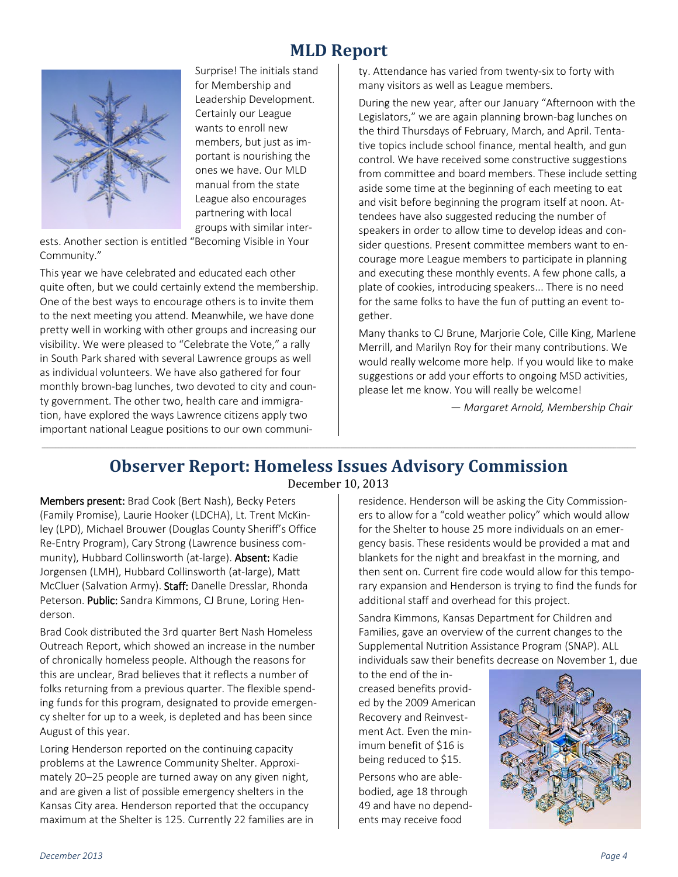# MLD Report

Surprise! The initials stand for Membership and Leadership Development. Certainly our League wants to enroll new members, but just as important is nourishing the ones we have. Our MLD manual from the state League also encourages partnering with local groups with similar interests. Another section is entitled "Becoming Visible in Your Community."

This year we have celebrated and educated each other quite often, but we could certainly extend the membership. One of the best ways to encourage others is to invite them to the next meeting you attend. Meanwhile, we have done pretty well in working with other groups and increasing our visibility. We were pleased to "Celebrate the Vote," a rally in South Park shared with several Lawrence groups as well as individual volunteers. We have also gathered for four monthly brown-bag lunches, two devoted to city and county government. The other two, health care and immigration, have explored the ways Lawrence citizens apply two important national League positions to our own community. Attendance has varied from twenty-six to forty with many visitors as well as League members.

During the new year, after our January "Afternoon with the Legislators," we are again planning brown-bag lunches on the third Thursdays of February, March, and April. Tentative topics include school finance, mental health, and gun control. We have received some constructive suggestions from committee and board members. These include setting aside some time at the beginning of each meeting to eat and visit before beginning the program itself at noon. Attendees have also suggested reducing the number of speakers in order to allow time to develop ideas and consider questions. Present committee members want to encourage more League members to participate in planning and executing these monthly events. A few phone calls, a plate of cookies, introducing speakers... There is no need for the same folks to have the fun of putting an event together.

Many thanks to CJ Brune, Marjorie Cole, Cille King, Marlene Merrill, and Marilyn Roy for their many contributions. We would really welcome more help. If you would like to make suggestions or add your efforts to ongoing MSD activities, please let me know. You will really be welcome!

*— Margaret Arnold, Membership Chair*

# Observer Report: Homeless Issues Advisory Commission

December 10, 2013

**Members present:** Brad Cook (Bert Nash), Becky Peters (Family Promise), Laurie Hooker (LDCHA), Lt. Trent McKinley (LPD), Michael Brouwer (Douglas County Sheriff's Office Re-Entry Program), Cary Strong (Lawrence business community), Hubbard Collinsworth (at-large). **Absent:** Kadie Jorgensen (LMH), Hubbard Collinsworth (at-large), Matt McCluer (Salvation Army). **Staff:** Danelle Dresslar, Rhonda Peterson. **Public:** Sandra Kimmons, CJ Brune, Loring Henderson.

Brad Cook distributed the 3rd quarter Bert Nash Homeless Outreach Report, which showed an increase in the number of chronically homeless people. Although the reasons for this are unclear, Brad believes that it reflects a number of folks returning from a previous quarter. The flexible spending funds for this program, designated to provide emergency shelter for up to a week, is depleted and has been since August of this year.

Loring Henderson reported on the continuing capacity problems at the Lawrence Community Shelter. Approximately 20–25 people are turned away on any given night, and are given a list of possible emergency shelters in the Kansas City area. Henderson reported that the occupancy maximum at the Shelter is 125. Currently 22 families are in residence. Henderson will be asking the City Commissioners to allow for a "cold weather policy" which would allow for the Shelter to house 25 more individuals on an emergency basis. These residents would be provided a mat and blankets for the night and breakfast in the morning, and then sent on. Current fire code would allow for this temporary expansion and Henderson is trying to find the funds for additional staff and overhead for this project.

Sandra Kimmons, Kansas Department for Children and Families, gave an overview of the current changes to the Supplemental Nutrition Assistance Program (SNAP). ALL individuals saw their benefits decrease on November 1, due to the end of the increased benefits provided by the 2009 American Recovery and Reinvestment Act. Even the minimum benefit of $16 is being reduced to $15.

Persons who are able-bodied, age 18 through 49 and have no dependents may receive food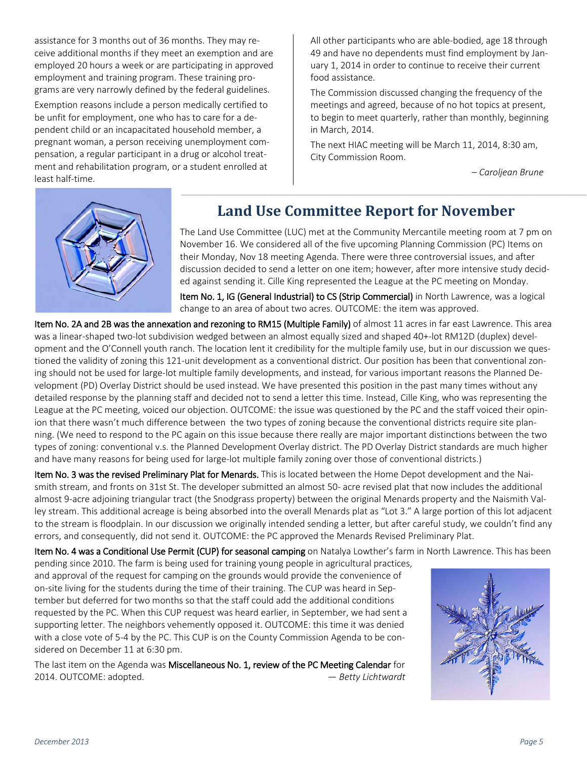assistance for 3 months out of 36 months. They may receive additional months if they meet an exemption and are employed 20 hours a week or are participating in approved employment and training program. These training programs are very narrowly defined by the federal guidelines.

Exemption reasons include a person medically certified to be unfit for employment, one who has to care for a dependent child or an incapacitated household member, a pregnant woman, a person receiving unemployment compensation, a regular participant in a drug or alcohol treatment and rehabilitation program, or a student enrolled at least half-time.

All other participants who are able-bodied, age 18 through 49 and have no dependents must find employment by January 1, 2014 in order to continue to receive their current food assistance.

The Commission discussed changing the frequency of the meetings and agreed, because of no hot topics at present, to begin to meet quarterly, rather than monthly, beginning in March, 2014.

The next HIAC meeting will be March 11, 2014, 8:30 am, City Commission Room.

*– Caroljean Brune*

## Land Use Committee Report for November

The Land Use Committee (LUC) met at the Community Mercantile meeting room at 7 pm on November 16. We considered all of the five upcoming Planning Commission (PC) Items on their Monday, Nov 18 meeting Agenda. There were three controversial issues, and after discussion decided to send a letter on one item; however, after more intensive study decided against sending it. Cille King represented the League at the PC meeting on Monday.

**Item No. 1, IG (General Industrial) to CS (Strip Commercial)** in North Lawrence, was a logical change to an area of about two acres. OUTCOME: the item was approved.

**Item No. 2A and 2B was the annexation and rezoning to RM15 (Multiple Family)** of almost 11 acres in far east Lawrence. This area was a linear-shaped two-lot subdivision wedged between an almost equally sized and shaped 40+-lot RM12D (duplex) development and the O'Connell youth ranch. The location lent it credibility for the multiple family use, but in our discussion we questioned the validity of zoning this 121-unit development as a conventional district. Our position has been that conventional zoning should not be used for large-lot multiple family developments, and instead, for various important reasons the Planned Development (PD) Overlay District should be used instead. We have presented this position in the past many times without any detailed response by the planning staff and decided not to send a letter this time. Instead, Cille King, who was representing the League at the PC meeting, voiced our objection. OUTCOME: the issue was questioned by the PC and the staff voiced their opinion that there wasn't much difference between the two types of zoning because the conventional districts require site planning. (We need to respond to the PC again on this issue because there really are major important distinctions between the two types of zoning: conventional v.s. the Planned Development Overlay district. The PD Overlay District standards are much higher and have many reasons for being used for large-lot multiple family zoning over those of conventional districts.)

**Item No. 3 was the revised Preliminary Plat for Menards.** This is located between the Home Depot development and the Naismith stream, and fronts on 31st St. The developer submitted an almost 50- acre revised plat that now includes the additional almost 9-acre adjoining triangular tract (the Snodgrass property) between the original Menards property and the Naismith Valley stream. This additional acreage is being absorbed into the overall Menards plat as "Lot 3." A large portion of this lot adjacent to the stream is floodplain. In our discussion we originally intended sending a letter, but after careful study, we couldn't find any errors, and consequently, did not send it. OUTCOME: the PC approved the Menards Revised Preliminary Plat.

**Item No. 4 was a Conditional Use Permit (CUP) for seasonal camping** on Natalya Lowther's farm in North Lawrence. This has been pending since 2010. The farm is being used for training young people in agricultural practices, and approval of the request for camping on the grounds would provide the convenience of on-site living for the students during the time of their training. The CUP was heard in September but deferred for two months so that the staff could add the additional conditions requested by the PC. When this CUP request was heard earlier, in September, we had sent a supporting letter. The neighbors vehemently opposed it. OUTCOME: this time it was denied with a close vote of 5-4 by the PC. This CUP is on the County Commission Agenda to be considered on December 11 at 6:30 pm.

The last item on the Agenda was **Miscellaneous No. 1, review of the PC Meeting Calendar** for 2014. OUTCOME: adopted.

*— Betty Lichtwardt*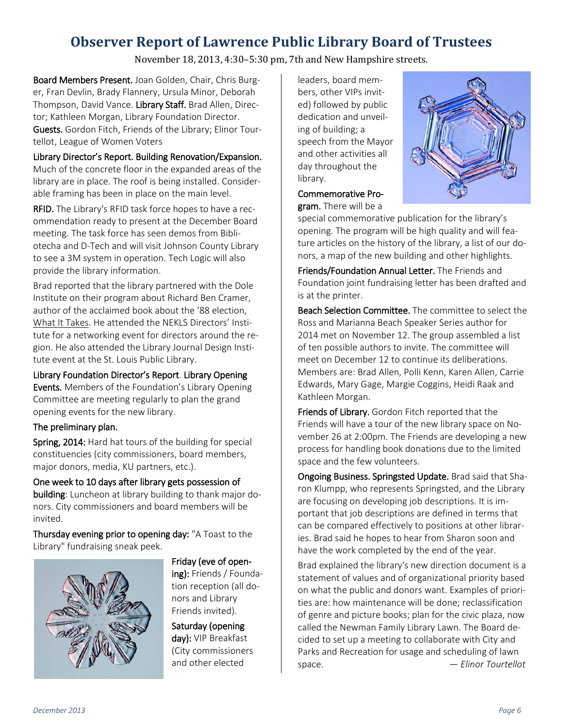# Observer Report of Lawrence Public Library Board of Trustees

November 18, 2013, 4:30–5:30 pm, 7th and New Hampshire streets.

**Board Members Present.** Joan Golden, Chair, Chris Burger, Fran Devlin, Brady Flannery, Ursula Minor, Deborah Thompson, David Vance. **Library Staff.** Brad Allen, Director; Kathleen Morgan, Library Foundation Director. **Guests.** Gordon Fitch, Friends of the Library; Elinor Tourtellot, League of Women Voters

**Library Director's Report. Building Renovation/Expansion.** Much of the concrete floor in the expanded areas of the library are in place. The roof is being installed. Considerable framing has been in place on the main level.

**RFID.** The Library's RFID task force hopes to have a recommendation ready to present at the December Board meeting. The task force has seen demos from Bibliotecha and D-Tech and will visit Johnson County Library to see a 3M system in operation. Tech Logic will also provide the library information.

Brad reported that the library partnered with the Dole Institute on their program about Richard Ben Cramer, author of the acclaimed book about the '88 election, What It Takes. He attended the NEKLS Directors' Institute for a networking event for directors around the region. He also attended the Library Journal Design Institute event at the St. Louis Public Library.

**Library Foundation Director's Report**. **Library Opening Events.** Members of the Foundation's Library Opening Committee are meeting regularly to plan the grand opening events for the new library.

**The preliminary plan.**

**Spring, 2014:** Hard hat tours of the building for special constituencies (city commissioners, board members, major donors, media, KU partners, etc.).

**One week to 10 days after library gets possession of building**: Luncheon at library building to thank major donors. City commissioners and board members will be invited.

**Thursday evening prior to opening day:** "A Toast to the Library" fundraising sneak peek.

**Friday (eve of opening):** Friends / Foundation reception (all donors and Library Friends invited).

**Saturday (opening day):** VIP Breakfast (City commissioners and other elected leaders, board members, other VIPs invited) followed by public dedication and unveiling of building; a speech from the Mayor and other activities all day throughout the library.

**Commemorative Program.** There will be a special commemorative publication for the library's opening. The program will be high quality and will feature articles on the history of the library, a list of our donors, a map of the new building and other highlights.

**Friends/Foundation Annual Letter.** The Friends and Foundation joint fundraising letter has been drafted and is at the printer.

**Beach Selection Committee.** The committee to select the Ross and Marianna Beach Speaker Series author for 2014 met on November 12. The group assembled a list of ten possible authors to invite. The committee will meet on December 12 to continue its deliberations. Members are: Brad Allen, Polli Kenn, Karen Allen, Carrie Edwards, Mary Gage, Margie Coggins, Heidi Raak and Kathleen Morgan.

**Friends of Library.** Gordon Fitch reported that the Friends will have a tour of the new library space on November 26 at 2:00pm. The Friends are developing a new process for handling book donations due to the limited space and the few volunteers.

**Ongoing Business. Springsted Update.** Brad said that Sharon Klumpp, who represents Springsted, and the Library are focusing on developing job descriptions. It is important that job descriptions are defined in terms that can be compared effectively to positions at other libraries. Brad said he hopes to hear from Sharon soon and have the work completed by the end of the year.

Brad explained the library's new direction document is a statement of values and of organizational priority based on what the public and donors want. Examples of priorities are: how maintenance will be done; reclassification of genre and picture books; plan for the civic plaza, now called the Newman Family Library Lawn. The Board decided to set up a meeting to collaborate with City and Parks and Recreation for usage and scheduling of lawn space.

*— Elinor Tourtellot*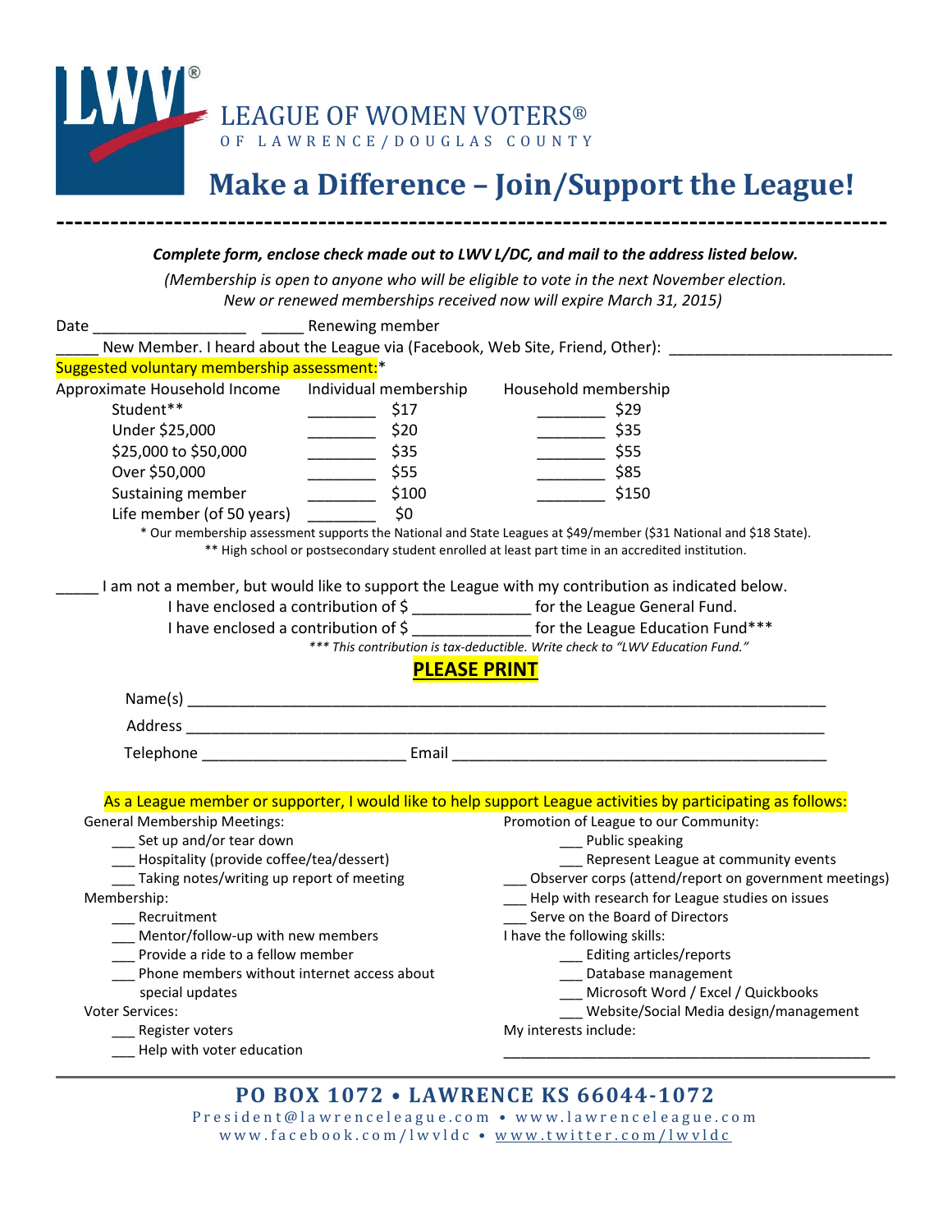LWV®

LEAGUE OF WOMEN VOTERS®

OF LAWRENCE/DOUGLAS COUNTY

# Make a Difference – Join/Support the League!

---

***Complete form, enclose check made out to LWV L/DC, and mail to the address listed below.***

*(Membership is open to anyone who will be eligible to vote in the next November election. New or renewed memberships received now will expire March 31, 2015)*

Date __________________ _____ Renewing member

_____ New Member. I heard about the League via (Facebook, Web Site, Friend, Other): __________________________

Suggested voluntary membership assessment:*

| Approximate Household Income | Individual membership | Household membership |
|---|---|---|
| Student** | ________ $17 | ________ $29 |
| Under $25,000 | ________ $20 | ________ $35 |
| $25,000 to $50,000 | ________ $35 | ________ $55 |
| Over $50,000 | ________ $55 | ________ $85 |
| Sustaining member | ________ $100 | ________ $150 |
| Life member (of 50 years) | ________ $0 | |

* Our membership assessment supports the National and State Leagues at $49/member ($31 National and $18 State).

** High school or postsecondary student enrolled at least part time in an accredited institution.

_____ I am not a member, but would like to support the League with my contribution as indicated below.

I have enclosed a contribution of $ ______________ for the League General Fund.

I have enclosed a contribution of $ ______________ for the League Education Fund***

*** This contribution is tax-deductible. Write check to "LWV Education Fund."*

**PLEASE PRINT**

Name(s) ________________________________________________________________________________

Address ________________________________________________________________________________

Telephone ________________________ Email ______________________________________________

As a League member or supporter, I would like to help support League activities by participating as follows:

General Membership Meetings:
- ___ Set up and/or tear down
- ___ Hospitality (provide coffee/tea/dessert)
- ___ Taking notes/writing up report of meeting

Membership:
- ___ Recruitment
- ___ Mentor/follow-up with new members
- ___ Provide a ride to a fellow member
- ___ Phone members without internet access about special updates

Voter Services:
- ___ Register voters
- ___ Help with voter education

Promotion of League to our Community:
- ___ Public speaking
- ___ Represent League at community events

___ Observer corps (attend/report on government meetings)

___ Help with research for League studies on issues

___ Serve on the Board of Directors

I have the following skills:
- ___ Editing articles/reports
- ___ Database management
- ___ Microsoft Word / Excel / Quickbooks
- ___ Website/Social Media design/management

My interests include:

______________________________________________

---

**PO BOX 1072 • LAWRENCE KS 66044-1072**

President@lawrenceleague.com • www.lawrenceleague.com

www.facebook.com/lwvldc • www.twitter.com/lwvldc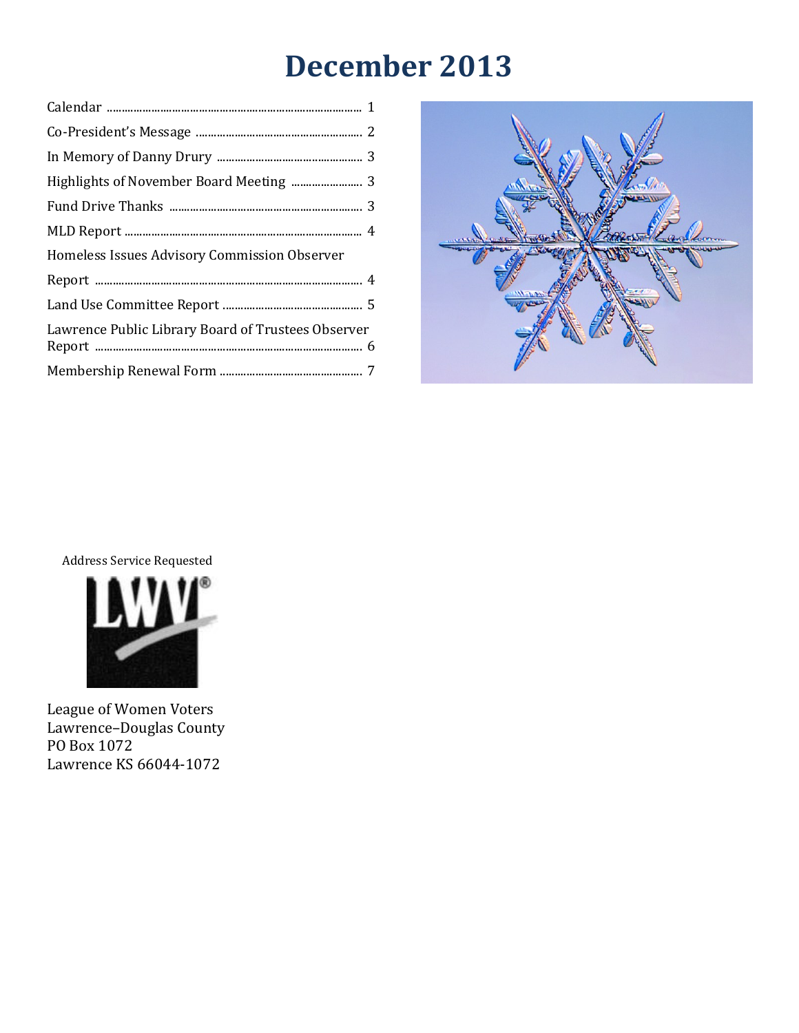# December 2013

| | |
|---|---|
| Calendar | 1 |
| Co-President's Message | 2 |
| In Memory of Danny Drury | 3 |
| Highlights of November Board Meeting | 3 |
| Fund Drive Thanks | 3 |
| MLD Report | 4 |
| Homeless Issues Advisory Commission Observer Report | 4 |
| Land Use Committee Report | 5 |
| Lawrence Public Library Board of Trustees Observer Report | 6 |
| Membership Renewal Form | 7 |

Address Service Requested

League of Women Voters
Lawrence–Douglas County
PO Box 1072
Lawrence KS 66044-1072